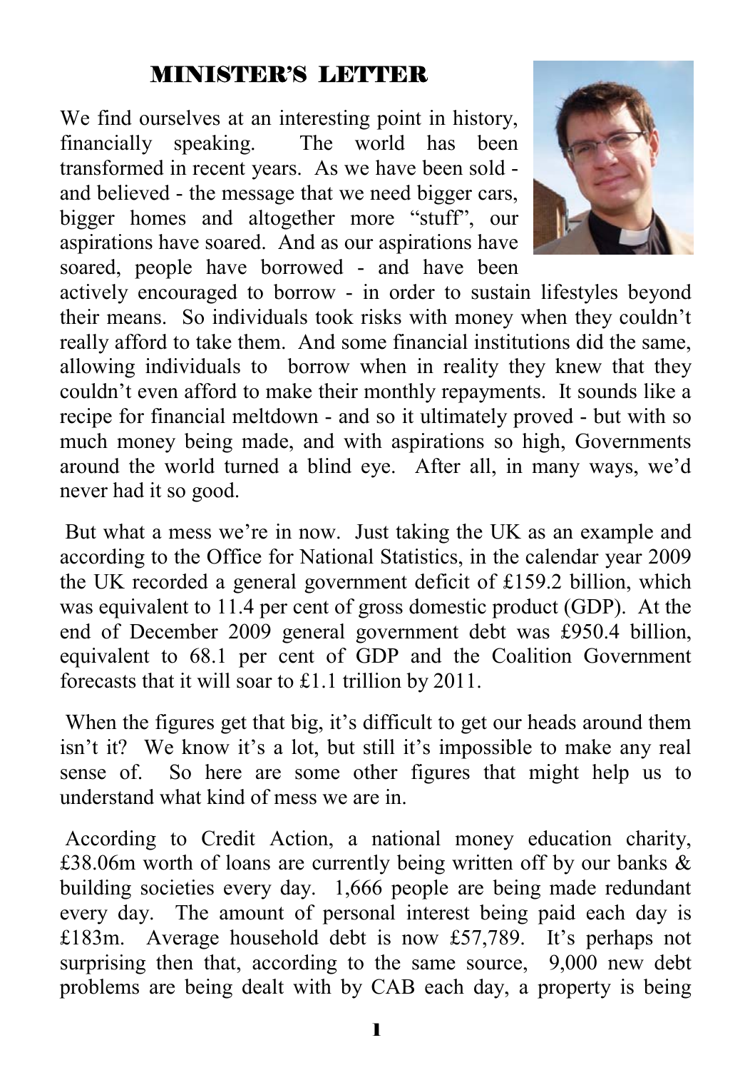## MINISTER'S LETTER

We find ourselves at an interesting point in history, financially speaking. The world has been transformed in recent years. As we have been sold - and believed - the message that we need bigger cars, bigger homes and altogether more "stuff", our aspirations have soared. And as our aspirations have soared, people have borrowed - and have been actively encouraged to borrow - in order to sustain lifestyles beyond their means. So individuals took risks with money when they couldn't really afford to take them. And some financial institutions did the same, allowing individuals to borrow when in reality they knew that they couldn't even afford to make their monthly repayments. It sounds like a recipe for financial meltdown - and so it ultimately proved - but with so much money being made, and with aspirations so high, Governments around the world turned a blind eye. After all, in many ways, we'd never had it so good.

But what a mess we're in now. Just taking the UK as an example and according to the Office for National Statistics, in the calendar year 2009 the UK recorded a general government deficit of £159.2 billion, which was equivalent to 11.4 per cent of gross domestic product (GDP). At the end of December 2009 general government debt was £950.4 billion, equivalent to 68.1 per cent of GDP and the Coalition Government forecasts that it will soar to £1.1 trillion by 2011.

When the figures get that big, it's difficult to get our heads around them isn't it? We know it's a lot, but still it's impossible to make any real sense of. So here are some other figures that might help us to understand what kind of mess we are in.

According to Credit Action, a national money education charity, £38.06m worth of loans are currently being written off by our banks & building societies every day. 1,666 people are being made redundant every day. The amount of personal interest being paid each day is £183m. Average household debt is now £57,789. It's perhaps not surprising then that, according to the same source, 9,000 new debt problems are being dealt with by CAB each day, a property is being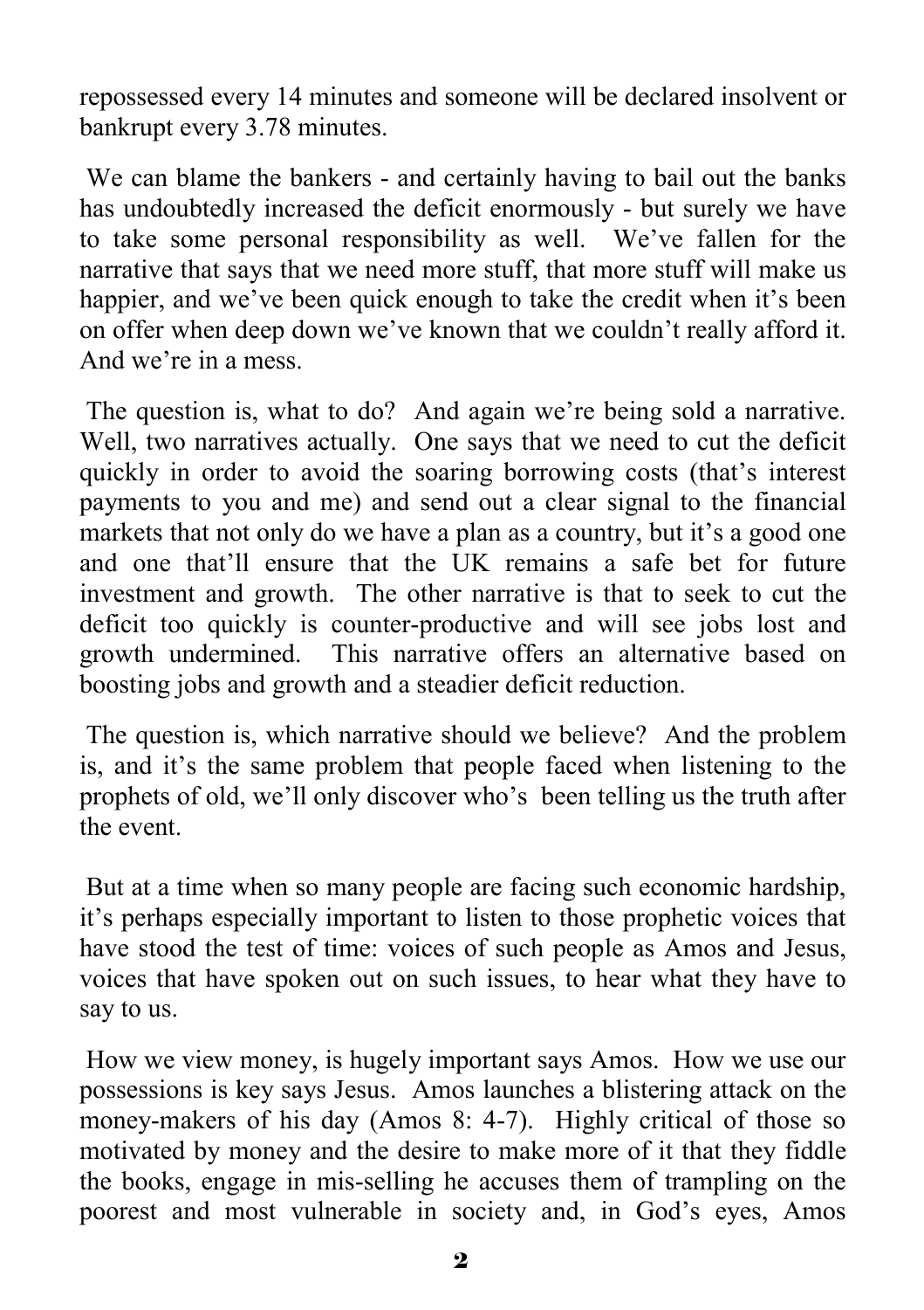repossessed every 14 minutes and someone will be declared insolvent or bankrupt every 3.78 minutes.

We can blame the bankers - and certainly having to bail out the banks has undoubtedly increased the deficit enormously - but surely we have to take some personal responsibility as well. We've fallen for the narrative that says that we need more stuff, that more stuff will make us happier, and we've been quick enough to take the credit when it's been on offer when deep down we've known that we couldn't really afford it. And we're in a mess.

The question is, what to do? And again we're being sold a narrative. Well, two narratives actually. One says that we need to cut the deficit quickly in order to avoid the soaring borrowing costs (that's interest payments to you and me) and send out a clear signal to the financial markets that not only do we have a plan as a country, but it's a good one and one that'll ensure that the UK remains a safe bet for future investment and growth. The other narrative is that to seek to cut the deficit too quickly is counter-productive and will see jobs lost and growth undermined. This narrative offers an alternative based on boosting jobs and growth and a steadier deficit reduction.

The question is, which narrative should we believe? And the problem is, and it's the same problem that people faced when listening to the prophets of old, we'll only discover who's been telling us the truth after the event.

But at a time when so many people are facing such economic hardship, it's perhaps especially important to listen to those prophetic voices that have stood the test of time: voices of such people as Amos and Jesus, voices that have spoken out on such issues, to hear what they have to say to us.

How we view money, is hugely important says Amos. How we use our possessions is key says Jesus. Amos launches a blistering attack on the money-makers of his day (Amos 8: 4-7). Highly critical of those so motivated by money and the desire to make more of it that they fiddle the books, engage in mis-selling he accuses them of trampling on the poorest and most vulnerable in society and, in God's eyes, Amos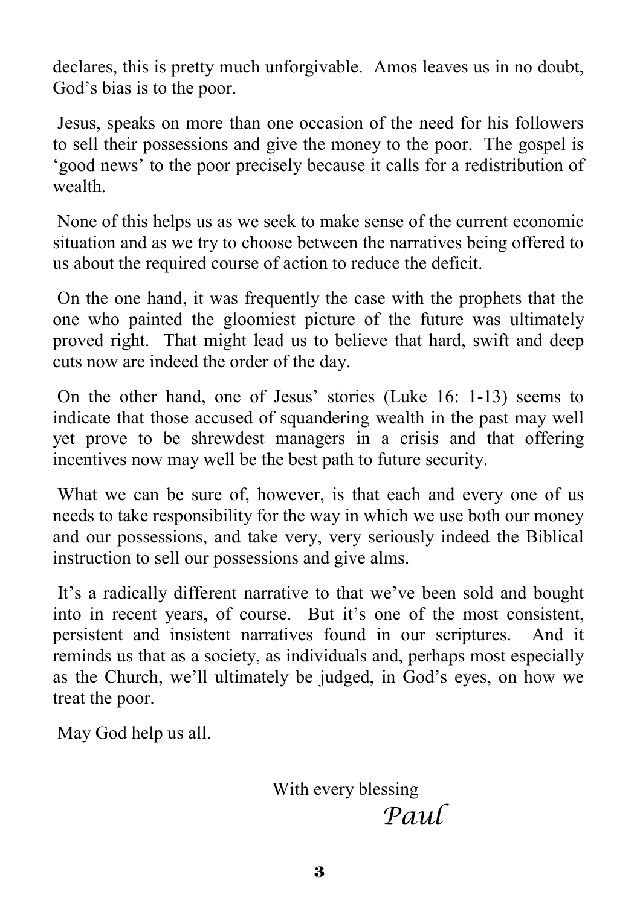declares, this is pretty much unforgivable. Amos leaves us in no doubt, God's bias is to the poor.

Jesus, speaks on more than one occasion of the need for his followers to sell their possessions and give the money to the poor. The gospel is 'good news' to the poor precisely because it calls for a redistribution of wealth.

None of this helps us as we seek to make sense of the current economic situation and as we try to choose between the narratives being offered to us about the required course of action to reduce the deficit.

On the one hand, it was frequently the case with the prophets that the one who painted the gloomiest picture of the future was ultimately proved right. That might lead us to believe that hard, swift and deep cuts now are indeed the order of the day.

On the other hand, one of Jesus' stories (Luke 16: 1-13) seems to indicate that those accused of squandering wealth in the past may well yet prove to be shrewdest managers in a crisis and that offering incentives now may well be the best path to future security.

What we can be sure of, however, is that each and every one of us needs to take responsibility for the way in which we use both our money and our possessions, and take very, very seriously indeed the Biblical instruction to sell our possessions and give alms.

It's a radically different narrative to that we've been sold and bought into in recent years, of course. But it's one of the most consistent, persistent and insistent narratives found in our scriptures. And it reminds us that as a society, as individuals and, perhaps most especially as the Church, we'll ultimately be judged, in God's eyes, on how we treat the poor.

May God help us all.

With every blessing

*Paul*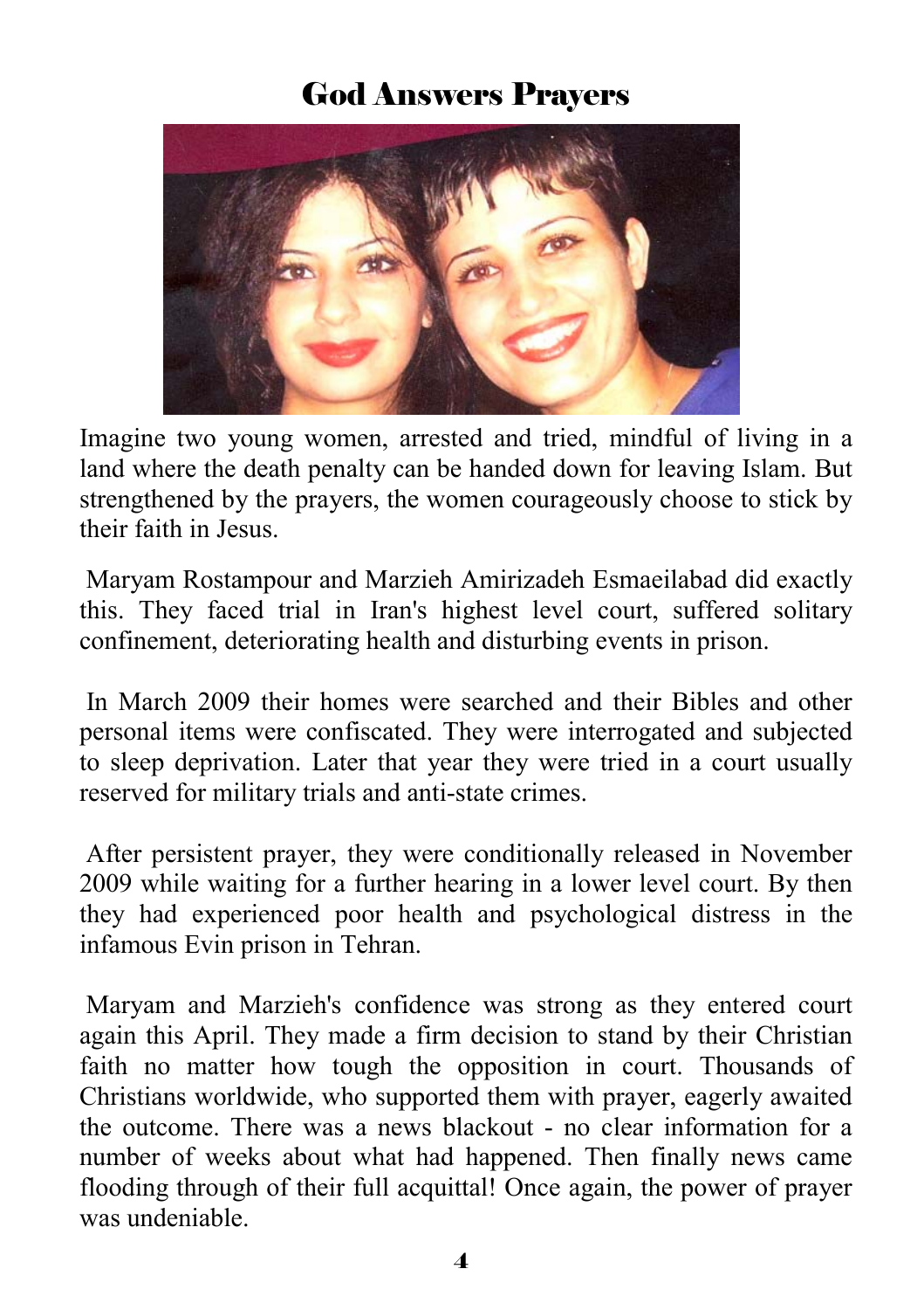# God Answers Prayers

Imagine two young women, arrested and tried, mindful of living in a land where the death penalty can be handed down for leaving Islam. But strengthened by the prayers, the women courageously choose to stick by their faith in Jesus.

Maryam Rostampour and Marzieh Amirizadeh Esmaeilabad did exactly this. They faced trial in Iran's highest level court, suffered solitary confinement, deteriorating health and disturbing events in prison.

In March 2009 their homes were searched and their Bibles and other personal items were confiscated. They were interrogated and subjected to sleep deprivation. Later that year they were tried in a court usually reserved for military trials and anti-state crimes.

After persistent prayer, they were conditionally released in November 2009 while waiting for a further hearing in a lower level court. By then they had experienced poor health and psychological distress in the infamous Evin prison in Tehran.

Maryam and Marzieh's confidence was strong as they entered court again this April. They made a firm decision to stand by their Christian faith no matter how tough the opposition in court. Thousands of Christians worldwide, who supported them with prayer, eagerly awaited the outcome. There was a news blackout - no clear information for a number of weeks about what had happened. Then finally news came flooding through of their full acquittal! Once again, the power of prayer was undeniable.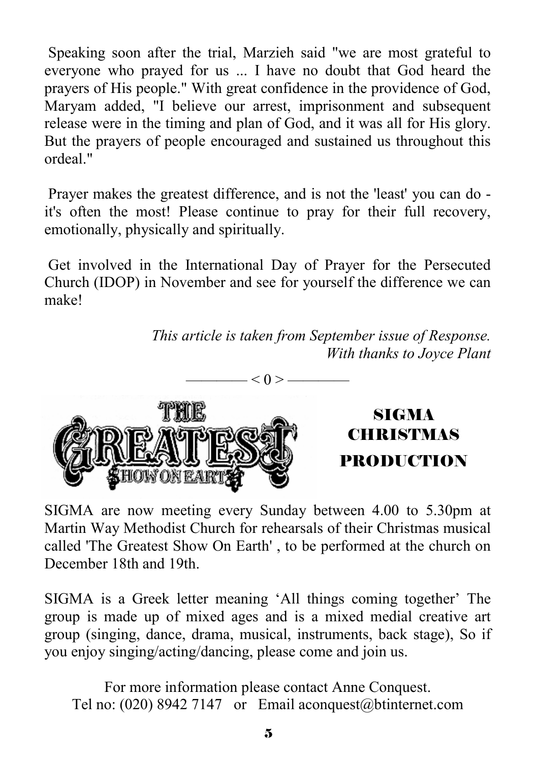Speaking soon after the trial, Marzieh said "we are most grateful to everyone who prayed for us ... I have no doubt that God heard the prayers of His people." With great confidence in the providence of God, Maryam added, "I believe our arrest, imprisonment and subsequent release were in the timing and plan of God, and it was all for His glory. But the prayers of people encouraged and sustained us throughout this ordeal."

Prayer makes the greatest difference, and is not the 'least' you can do - it's often the most! Please continue to pray for their full recovery, emotionally, physically and spiritually.

Get involved in the International Day of Prayer for the Persecuted Church (IDOP) in November and see for yourself the difference we can make!

*This article is taken from September issue of Response.*
*With thanks to Joyce Plant*

———— < 0 > ————

THE GREATEST SHOW ON EARTH

## SIGMA CHRISTMAS PRODUCTION

SIGMA are now meeting every Sunday between 4.00 to 5.30pm at Martin Way Methodist Church for rehearsals of their Christmas musical called 'The Greatest Show On Earth' , to be performed at the church on December 18th and 19th.

SIGMA is a Greek letter meaning 'All things coming together' The group is made up of mixed ages and is a mixed medial creative art group (singing, dance, drama, musical, instruments, back stage), So if you enjoy singing/acting/dancing, please come and join us.

For more information please contact Anne Conquest.
Tel no: (020) 8942 7147 or Email aconquest@btinternet.com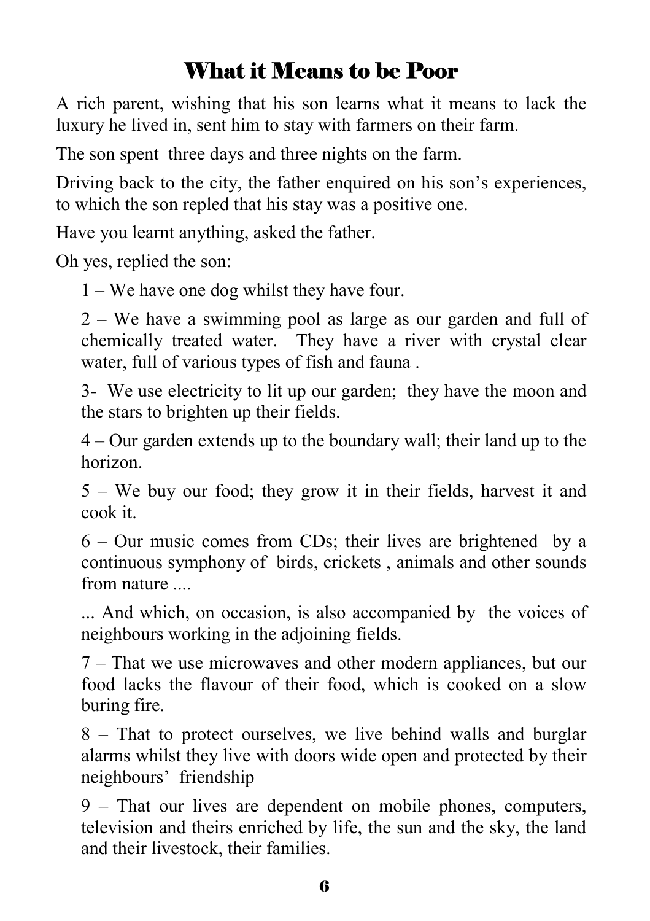# What it Means to be Poor

A rich parent, wishing that his son learns what it means to lack the luxury he lived in, sent him to stay with farmers on their farm.

The son spent three days and three nights on the farm.

Driving back to the city, the father enquired on his son's experiences, to which the son repled that his stay was a positive one.

Have you learnt anything, asked the father.

Oh yes, replied the son:

1 – We have one dog whilst they have four.

2 – We have a swimming pool as large as our garden and full of chemically treated water. They have a river with crystal clear water, full of various types of fish and fauna .

3- We use electricity to lit up our garden; they have the moon and the stars to brighten up their fields.

4 – Our garden extends up to the boundary wall; their land up to the horizon.

5 – We buy our food; they grow it in their fields, harvest it and cook it.

6 – Our music comes from CDs; their lives are brightened by a continuous symphony of birds, crickets , animals and other sounds from nature ....

... And which, on occasion, is also accompanied by the voices of neighbours working in the adjoining fields.

7 – That we use microwaves and other modern appliances, but our food lacks the flavour of their food, which is cooked on a slow buring fire.

8 – That to protect ourselves, we live behind walls and burglar alarms whilst they live with doors wide open and protected by their neighbours' friendship

9 – That our lives are dependent on mobile phones, computers, television and theirs enriched by life, the sun and the sky, the land and their livestock, their families.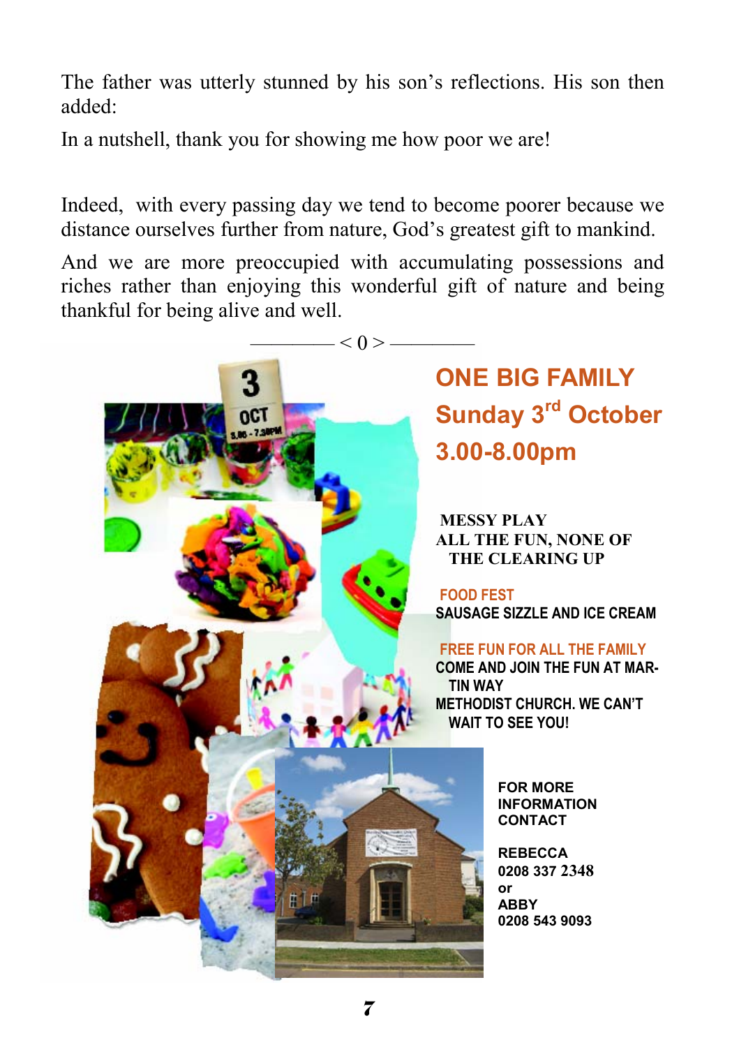The father was utterly stunned by his son's reflections. His son then added:

In a nutshell, thank you for showing me how poor we are!

Indeed, with every passing day we tend to become poorer because we distance ourselves further from nature, God's greatest gift to mankind.

And we are more preoccupied with accumulating possessions and riches rather than enjoying this wonderful gift of nature and being thankful for being alive and well.

———— < 0 > ————

## ONE BIG FAMILY

## Sunday 3rd October

## 3.00-8.00pm

**MESSY PLAY**
**ALL THE FUN, NONE OF THE CLEARING UP**

**FOOD FEST**
**SAUSAGE SIZZLE AND ICE CREAM**

**FREE FUN FOR ALL THE FAMILY**
**COME AND JOIN THE FUN AT MARTIN WAY METHODIST CHURCH. WE CAN'T WAIT TO SEE YOU!**

**FOR MORE INFORMATION CONTACT**

**REBECCA**
**0208 337 2348**
**or**
**ABBY**
**0208 543 9093**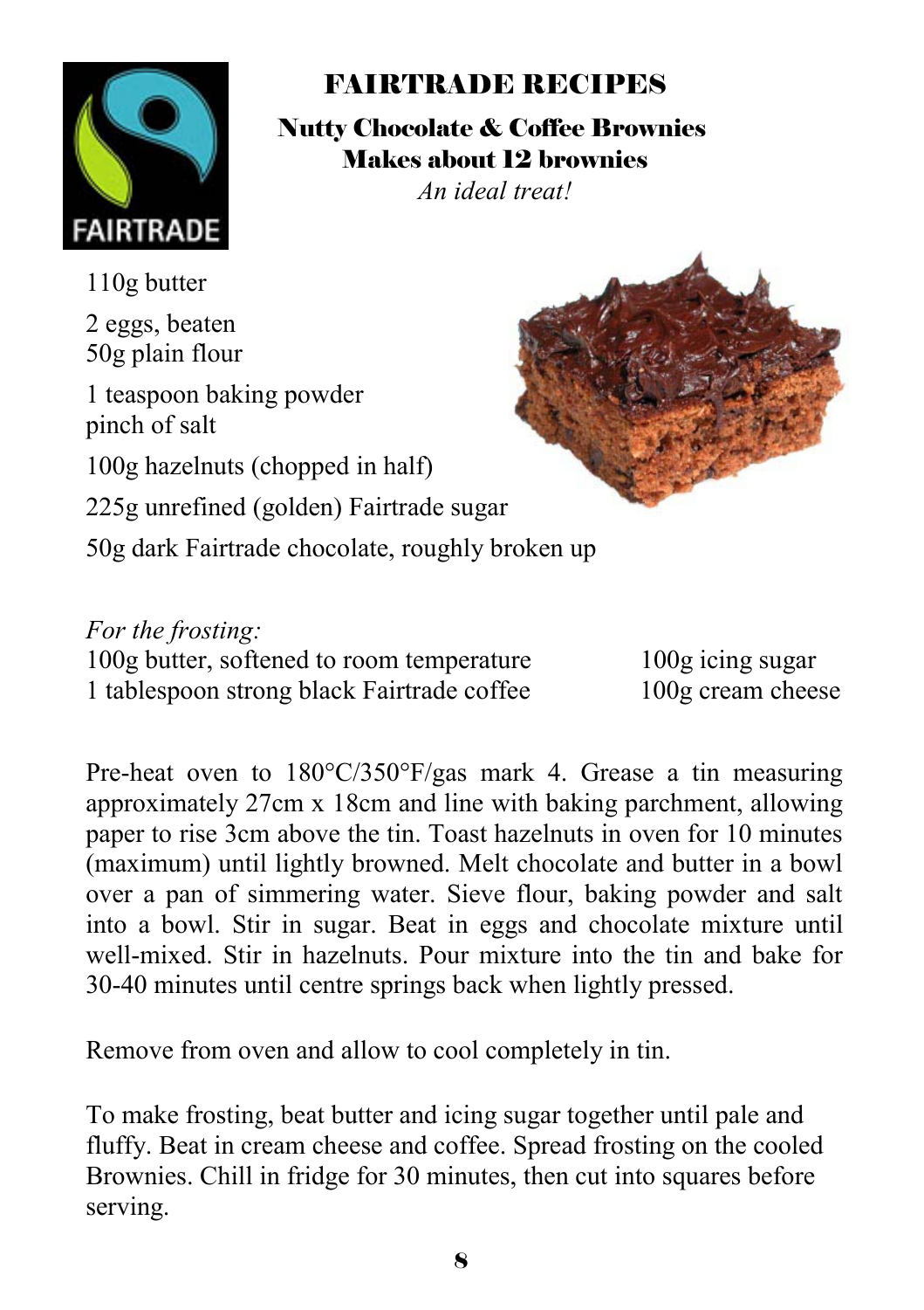# FAIRTRADE RECIPES

## Nutty Chocolate & Coffee Brownies

**Makes about 12 brownies**

*An ideal treat!*

110g butter

2 eggs, beaten
50g plain flour

1 teaspoon baking powder
pinch of salt

100g hazelnuts (chopped in half)

225g unrefined (golden) Fairtrade sugar

50g dark Fairtrade chocolate, roughly broken up

*For the frosting:*
100g butter, softened to room temperature
1 tablespoon strong black Fairtrade coffee
100g icing sugar
100g cream cheese

Pre-heat oven to 180°C/350°F/gas mark 4. Grease a tin measuring approximately 27cm x 18cm and line with baking parchment, allowing paper to rise 3cm above the tin. Toast hazelnuts in oven for 10 minutes (maximum) until lightly browned. Melt chocolate and butter in a bowl over a pan of simmering water. Sieve flour, baking powder and salt into a bowl. Stir in sugar. Beat in eggs and chocolate mixture until well-mixed. Stir in hazelnuts. Pour mixture into the tin and bake for 30-40 minutes until centre springs back when lightly pressed.

Remove from oven and allow to cool completely in tin.

To make frosting, beat butter and icing sugar together until pale and fluffy. Beat in cream cheese and coffee. Spread frosting on the cooled Brownies. Chill in fridge for 30 minutes, then cut into squares before serving.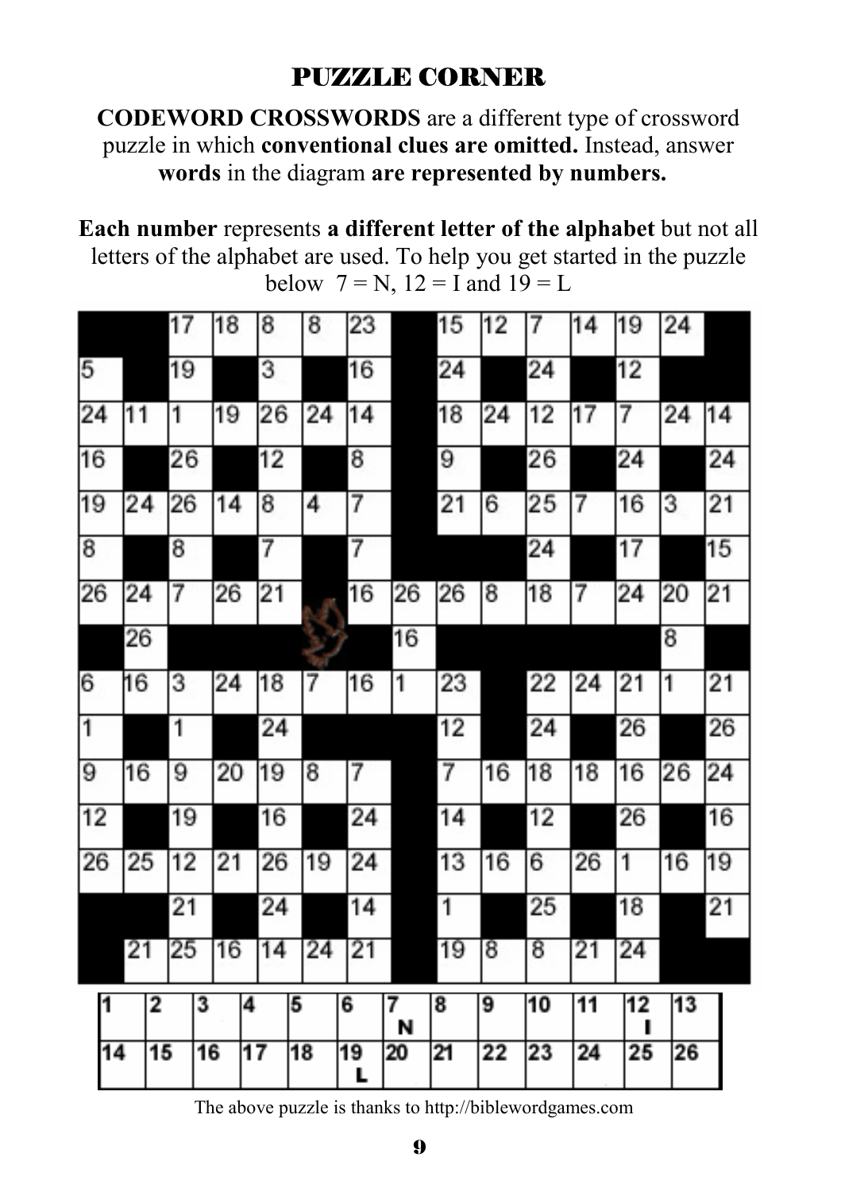# PUZZLE CORNER

**CODEWORD CROSSWORDS** are a different type of crossword puzzle in which **conventional clues are omitted.** Instead, answer **words** in the diagram **are represented by numbers.**

**Each number** represents **a different letter of the alphabet** but not all letters of the alphabet are used. To help you get started in the puzzle below 7 = N, 12 = I and 19 = L

| | | 17 | 18 | 8 | 8 | 23 | | 15 | 12 | 7 | 14 | 19 | 24 | |
|---|---|---|---|---|---|---|---|---|---|---|---|---|---|---|
| 5 | | 19 | | 3 | | 16 | | 24 | | 24 | | 12 | | |
| 24 | 11 | 1 | 19 | 26 | 24 | 14 | | 18 | 24 | 12 | 17 | 7 | 24 | 14 |
| 16 | | 26 | | 12 | | 8 | | 9 | | 26 | | 24 | | 24 |
| 19 | 24 | 26 | 14 | 8 | 4 | 7 | | 21 | 6 | 25 | 7 | 16 | 3 | 21 |
| 8 | | 8 | | 7 | | 7 | | | | 24 | | 17 | | 15 |
| 26 | 24 | 7 | 26 | 21 | | 16 | 26 | 26 | 8 | 18 | 7 | 24 | 20 | 21 |
| | 26 | | | | | | 16 | | | | | | 8 | |
| 6 | 16 | 3 | 24 | 18 | 7 | 16 | 1 | 23 | | 22 | 24 | 21 | 1 | 21 |
| 1 | | 1 | | 24 | | | | 12 | | 24 | | 26 | | 26 |
| 9 | 16 | 9 | 20 | 19 | 8 | 7 | | 7 | 16 | 18 | 18 | 16 | 26 | 24 |
| 12 | | 19 | | 16 | | 24 | | 14 | | 12 | | 26 | | 16 |
| 26 | 25 | 12 | 21 | 26 | 19 | 24 | | 13 | 16 | 6 | 26 | 1 | 16 | 19 |
| | | 21 | | 24 | | 14 | | 1 | | 25 | | 18 | | 21 |
| | 21 | 25 | 16 | 14 | 24 | 21 | | 19 | 8 | 8 | 21 | 24 | | |

| 1 | 2 | 3 | 4 | 5 | 6 | 7 | 8 | 9 | 10 | 11 | 12 | 13 |
|---|---|---|---|---|---|---|---|---|---|---|---|---|
| | | | | | | N | | | | | I | |
| **14** | **15** | **16** | **17** | **18** | **19** | **20** | **21** | **22** | **23** | **24** | **25** | **26** |
| | | | | | L | | | | | | | |

The above puzzle is thanks to http://biblewordgames.com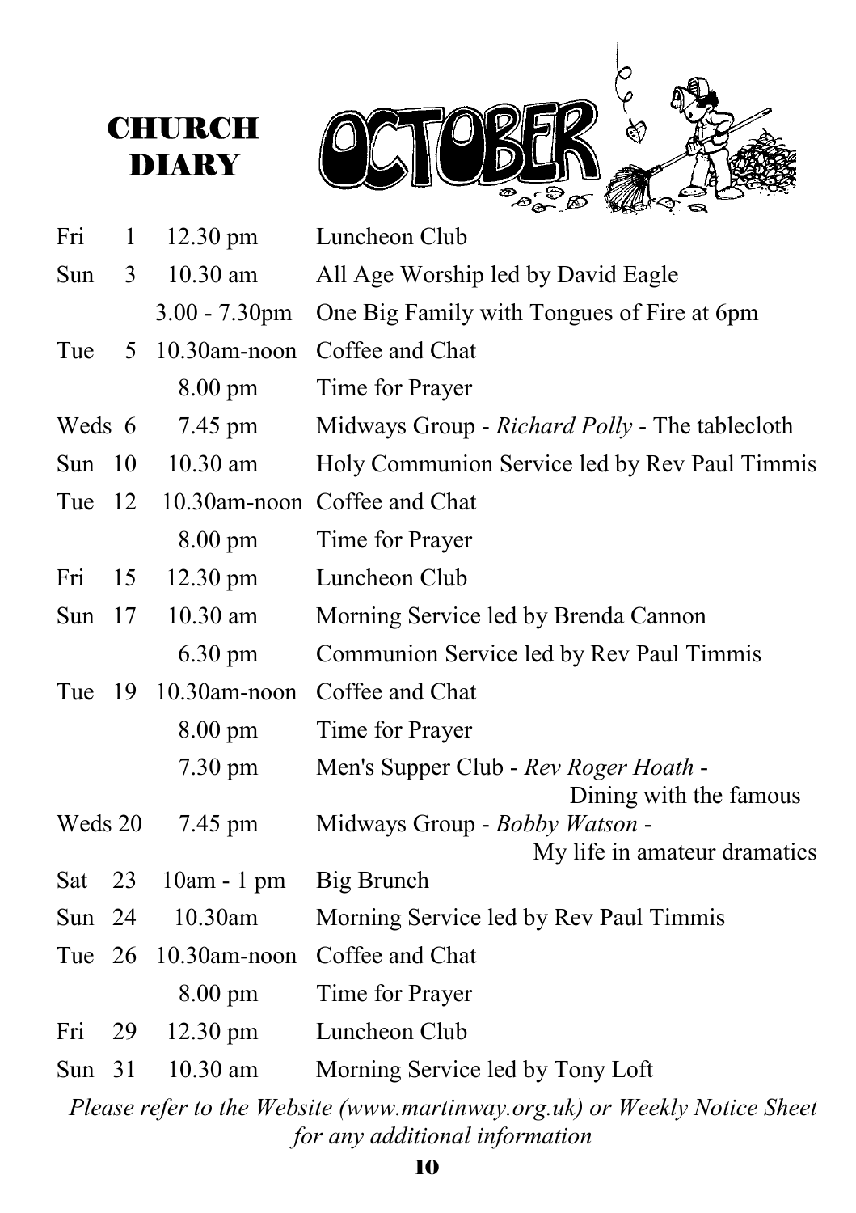# CHURCH DIARY

# OCTOBER

| Day | Date | Time | Event |
|---|---|---|---|
| Fri | 1 | 12.30 pm | Luncheon Club |
| Sun | 3 | 10.30 am | All Age Worship led by David Eagle |
| | | 3.00 - 7.30pm | One Big Family with Tongues of Fire at 6pm |
| Tue | 5 | 10.30am-noon | Coffee and Chat |
| | | 8.00 pm | Time for Prayer |
| Weds | 6 | 7.45 pm | Midways Group - *Richard Polly* - The tablecloth |
| Sun | 10 | 10.30 am | Holy Communion Service led by Rev Paul Timmis |
| Tue | 12 | 10.30am-noon | Coffee and Chat |
| | | 8.00 pm | Time for Prayer |
| Fri | 15 | 12.30 pm | Luncheon Club |
| Sun | 17 | 10.30 am | Morning Service led by Brenda Cannon |
| | | 6.30 pm | Communion Service led by Rev Paul Timmis |
| Tue | 19 | 10.30am-noon | Coffee and Chat |
| | | 8.00 pm | Time for Prayer |
| | | 7.30 pm | Men's Supper Club - *Rev Roger Hoath* - Dining with the famous |
| Weds | 20 | 7.45 pm | Midways Group - *Bobby Watson* - My life in amateur dramatics |
| Sat | 23 | 10am - 1 pm | Big Brunch |
| Sun | 24 | 10.30am | Morning Service led by Rev Paul Timmis |
| Tue | 26 | 10.30am-noon | Coffee and Chat |
| | | 8.00 pm | Time for Prayer |
| Fri | 29 | 12.30 pm | Luncheon Club |
| Sun | 31 | 10.30 am | Morning Service led by Tony Loft |

*Please refer to the Website (www.martinway.org.uk) or Weekly Notice Sheet for any additional information*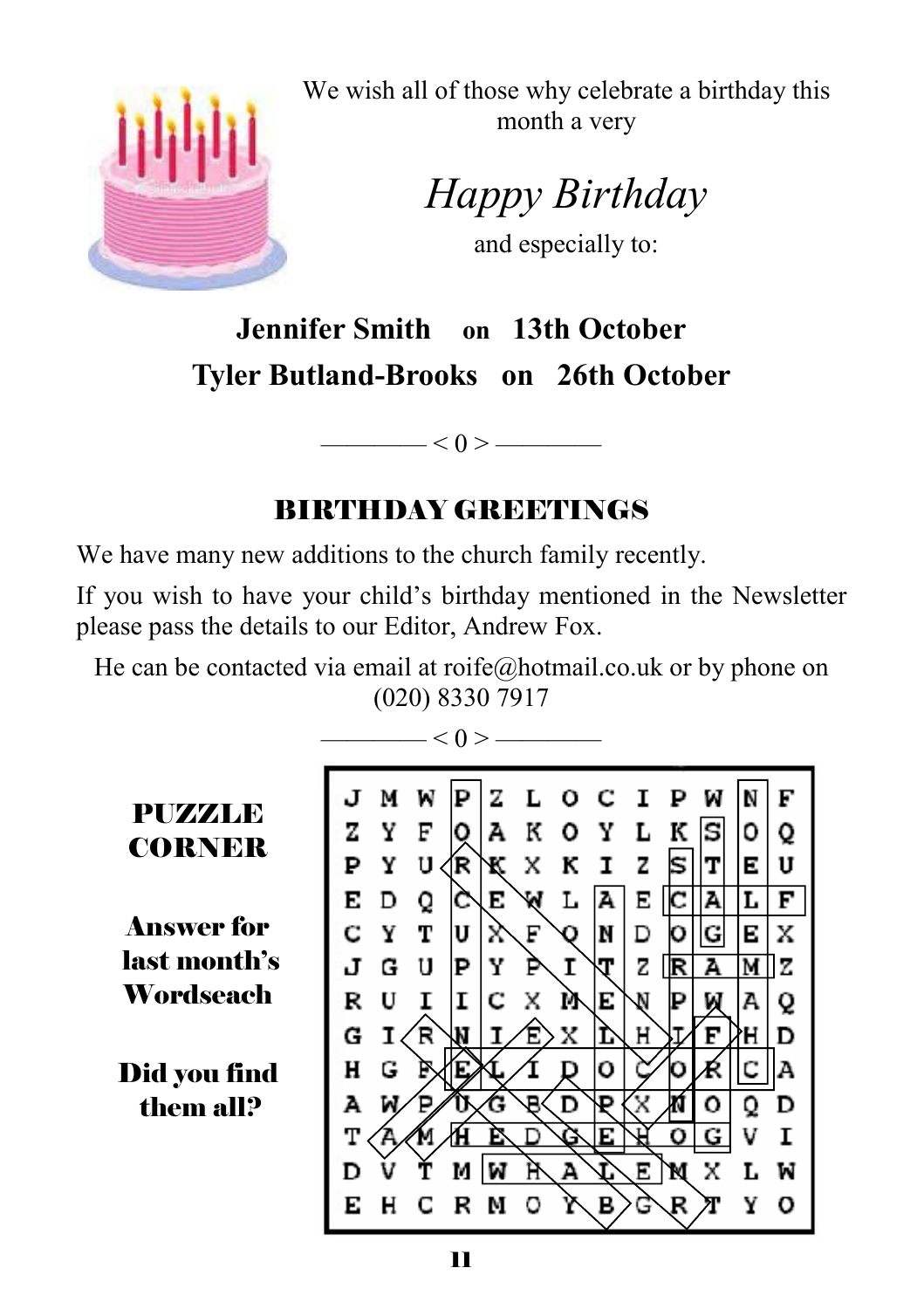We wish all of those why celebrate a birthday this month a very

*Happy Birthday*

and especially to:

**Jennifer Smith on 13th October**

**Tyler Butland-Brooks on 26th October**

———— < 0 > ————

## BIRTHDAY GREETINGS

We have many new additions to the church family recently.

If you wish to have your child's birthday mentioned in the Newsletter please pass the details to our Editor, Andrew Fox.

He can be contacted via email at roife@hotmail.co.uk or by phone on (020) 8330 7917

———— < 0 > ————

### PUZZLE CORNER

**Answer for last month's Wordseach**

**Did you find them all?**

```
J M W P Z L O C I P W N F
Z Y F O A K O Y L K S O Q
P Y U R K X K I Z S T E U
E D Q C E W L A E C A L F
C Y T U X F O N D O G E X
J G U P Y P I T Z R A M Z
R U I I C X M E N P W A Q
G I R N I E X L H I F H D
H G F E L I D O C O R C A
A W P U G B D P X N O Q D
T A M H E D G E H O G V I
D V T M W H A L E M X L W
E H C R M O Y B G R T Y O
```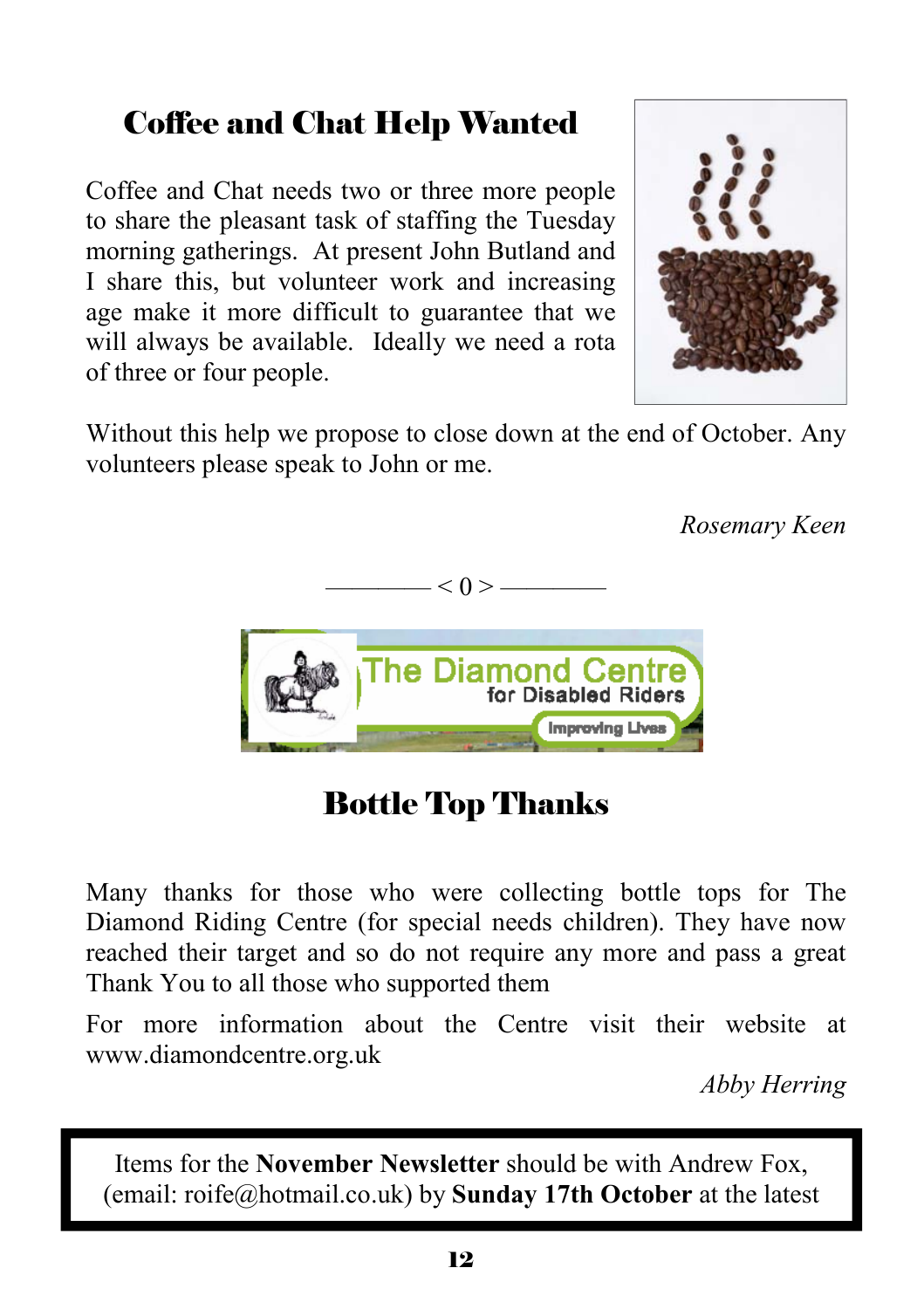## Coffee and Chat Help Wanted

Coffee and Chat needs two or three more people to share the pleasant task of staffing the Tuesday morning gatherings. At present John Butland and I share this, but volunteer work and increasing age make it more difficult to guarantee that we will always be available. Ideally we need a rota of three or four people.

Without this help we propose to close down at the end of October. Any volunteers please speak to John or me.

*Rosemary Keen*

———— < 0 > ————

The Diamond Centre for Disabled Riders
Improving Lives

## Bottle Top Thanks

Many thanks for those who were collecting bottle tops for The Diamond Riding Centre (for special needs children). They have now reached their target and so do not require any more and pass a great Thank You to all those who supported them

For more information about the Centre visit their website at www.diamondcentre.org.uk

*Abby Herring*

Items for the **November Newsletter** should be with Andrew Fox, (email: roife@hotmail.co.uk) by **Sunday 17th October** at the latest